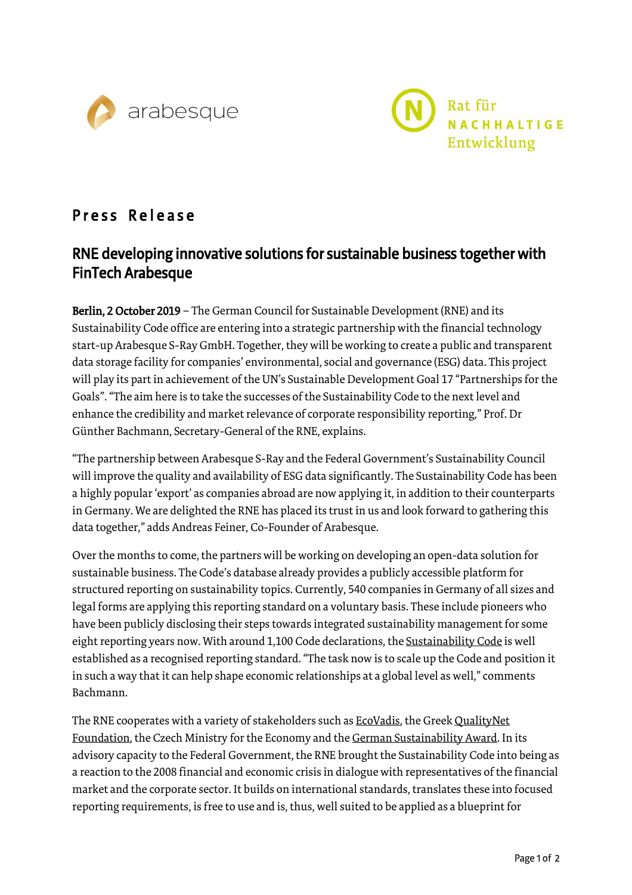arabesque

Rat für NACHHALTIGE Entwicklung

# Press Release

## RNE developing innovative solutions for sustainable business together with FinTech Arabesque

**Berlin, 2 October 2019** – The German Council for Sustainable Development (RNE) and its Sustainability Code office are entering into a strategic partnership with the financial technology start-up Arabesque S-Ray GmbH. Together, they will be working to create a public and transparent data storage facility for companies' environmental, social and governance (ESG) data. This project will play its part in achievement of the UN's Sustainable Development Goal 17 "Partnerships for the Goals". "The aim here is to take the successes of the Sustainability Code to the next level and enhance the credibility and market relevance of corporate responsibility reporting," Prof. Dr Günther Bachmann, Secretary-General of the RNE, explains.

"The partnership between Arabesque S-Ray and the Federal Government's Sustainability Council will improve the quality and availability of ESG data significantly. The Sustainability Code has been a highly popular 'export' as companies abroad are now applying it, in addition to their counterparts in Germany. We are delighted the RNE has placed its trust in us and look forward to gathering this data together," adds Andreas Feiner, Co-Founder of Arabesque.

Over the months to come, the partners will be working on developing an open-data solution for sustainable business. The Code's database already provides a publicly accessible platform for structured reporting on sustainability topics. Currently, 540 companies in Germany of all sizes and legal forms are applying this reporting standard on a voluntary basis. These include pioneers who have been publicly disclosing their steps towards integrated sustainability management for some eight reporting years now. With around 1,100 Code declarations, the Sustainability Code is well established as a recognised reporting standard. "The task now is to scale up the Code and position it in such a way that it can help shape economic relationships at a global level as well," comments Bachmann.

The RNE cooperates with a variety of stakeholders such as EcoVadis, the Greek QualityNet Foundation, the Czech Ministry for the Economy and the German Sustainability Award. In its advisory capacity to the Federal Government, the RNE brought the Sustainability Code into being as a reaction to the 2008 financial and economic crisis in dialogue with representatives of the financial market and the corporate sector. It builds on international standards, translates these into focused reporting requirements, is free to use and is, thus, well suited to be applied as a blueprint for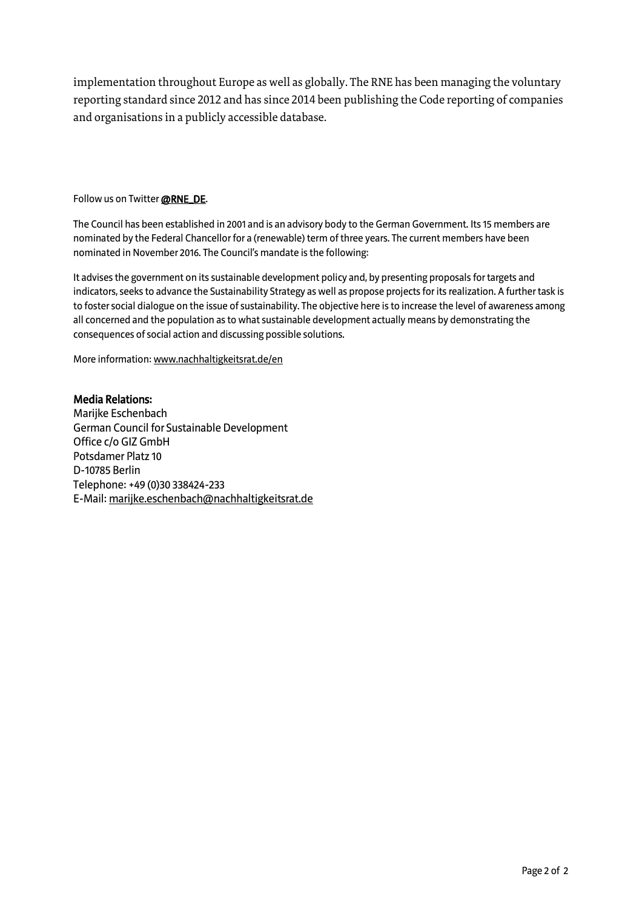implementation throughout Europe as well as globally. The RNE has been managing the voluntary reporting standard since 2012 and has since 2014 been publishing the Code reporting of companies and organisations in a publicly accessible database.

Follow us on Twitter **@RNE_DE**.

The Council has been established in 2001 and is an advisory body to the German Government. Its 15 members are nominated by the Federal Chancellor for a (renewable) term of three years. The current members have been nominated in November 2016. The Council's mandate is the following:

It advises the government on its sustainable development policy and, by presenting proposals for targets and indicators, seeks to advance the Sustainability Strategy as well as propose projects for its realization. A further task is to foster social dialogue on the issue of sustainability. The objective here is to increase the level of awareness among all concerned and the population as to what sustainable development actually means by demonstrating the consequences of social action and discussing possible solutions.

More information: www.nachhaltigkeitsrat.de/en

**Media Relations:**
Marijke Eschenbach
German Council for Sustainable Development
Office c/o GIZ GmbH
Potsdamer Platz 10
D-10785 Berlin
Telephone: +49 (0)30 338424-233
E-Mail: marijke.eschenbach@nachhaltigkeitsrat.de